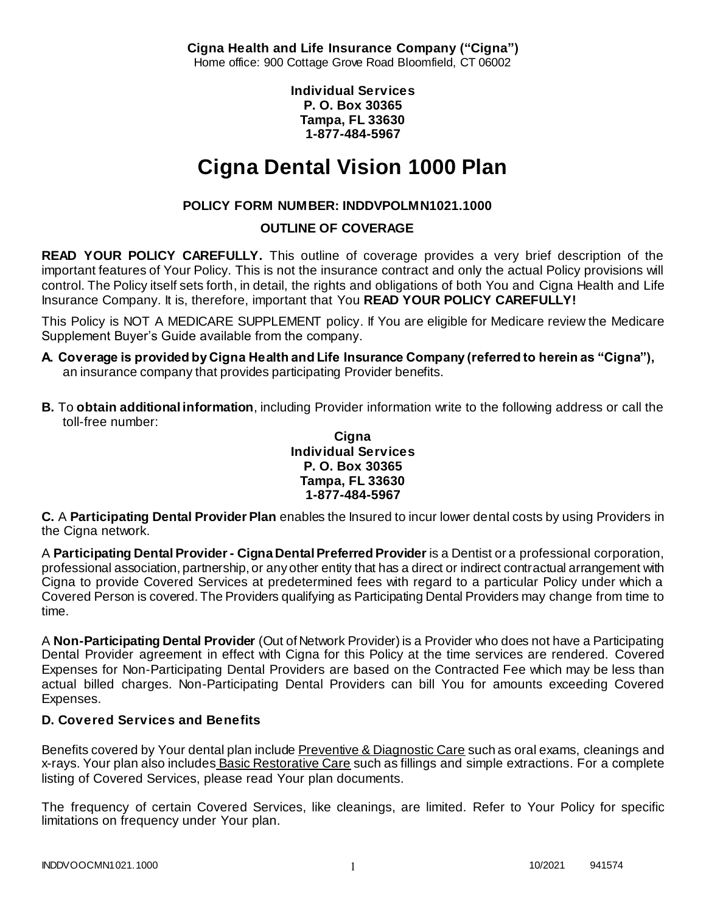**Cigna Health and Life Insurance Company ("Cigna")**
Home office: 900 Cottage Grove Road Bloomfield, CT 06002

**Individual Services**
**P. O. Box 30365**
**Tampa, FL 33630**
**1-877-484-5967**

# Cigna Dental Vision 1000 Plan

**POLICY FORM NUMBER: INDDVPOLMN1021.1000**

**OUTLINE OF COVERAGE**

**READ YOUR POLICY CAREFULLY.** This outline of coverage provides a very brief description of the important features of Your Policy. This is not the insurance contract and only the actual Policy provisions will control. The Policy itself sets forth, in detail, the rights and obligations of both You and Cigna Health and Life Insurance Company. It is, therefore, important that You **READ YOUR POLICY CAREFULLY!**

This Policy is NOT A MEDICARE SUPPLEMENT policy. If You are eligible for Medicare review the Medicare Supplement Buyer's Guide available from the company.

**A. Coverage is provided by Cigna Health and Life Insurance Company (referred to herein as "Cigna"),** an insurance company that provides participating Provider benefits.

**B.** To **obtain additional information**, including Provider information write to the following address or call the toll-free number:

**Cigna**
**Individual Services**
**P. O. Box 30365**
**Tampa, FL 33630**
**1-877-484-5967**

**C.** A **Participating Dental Provider Plan** enables the Insured to incur lower dental costs by using Providers in the Cigna network.

A **Participating Dental Provider - Cigna Dental Preferred Provider** is a Dentist or a professional corporation, professional association, partnership, or any other entity that has a direct or indirect contractual arrangement with Cigna to provide Covered Services at predetermined fees with regard to a particular Policy under which a Covered Person is covered. The Providers qualifying as Participating Dental Providers may change from time to time.

A **Non-Participating Dental Provider** (Out of Network Provider) is a Provider who does not have a Participating Dental Provider agreement in effect with Cigna for this Policy at the time services are rendered. Covered Expenses for Non-Participating Dental Providers are based on the Contracted Fee which may be less than actual billed charges. Non-Participating Dental Providers can bill You for amounts exceeding Covered Expenses.

### D. Covered Services and Benefits

Benefits covered by Your dental plan include Preventive & Diagnostic Care such as oral exams, cleanings and x-rays. Your plan also includes Basic Restorative Care such as fillings and simple extractions. For a complete listing of Covered Services, please read Your plan documents.

The frequency of certain Covered Services, like cleanings, are limited. Refer to Your Policy for specific limitations on frequency under Your plan.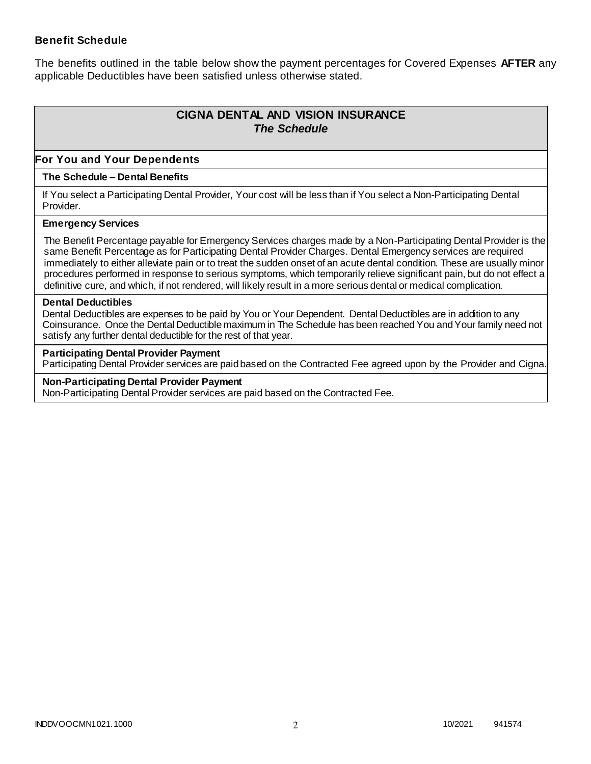**Benefit Schedule**

The benefits outlined in the table below show the payment percentages for Covered Expenses **AFTER** any applicable Deductibles have been satisfied unless otherwise stated.

## CIGNA DENTAL AND VISION INSURANCE
### *The Schedule*

**For You and Your Dependents**

**The Schedule – Dental Benefits**

If You select a Participating Dental Provider, Your cost will be less than if You select a Non-Participating Dental Provider.

**Emergency Services**

The Benefit Percentage payable for Emergency Services charges made by a Non-Participating Dental Provider is the same Benefit Percentage as for Participating Dental Provider Charges. Dental Emergency services are required immediately to either alleviate pain or to treat the sudden onset of an acute dental condition. These are usually minor procedures performed in response to serious symptoms, which temporarily relieve significant pain, but do not effect a definitive cure, and which, if not rendered, will likely result in a more serious dental or medical complication.

**Dental Deductibles**

Dental Deductibles are expenses to be paid by You or Your Dependent. Dental Deductibles are in addition to any Coinsurance. Once the Dental Deductible maximum in The Schedule has been reached You and Your family need not satisfy any further dental deductible for the rest of that year.

**Participating Dental Provider Payment**

Participating Dental Provider services are paid based on the Contracted Fee agreed upon by the Provider and Cigna.

**Non-Participating Dental Provider Payment**

Non-Participating Dental Provider services are paid based on the Contracted Fee.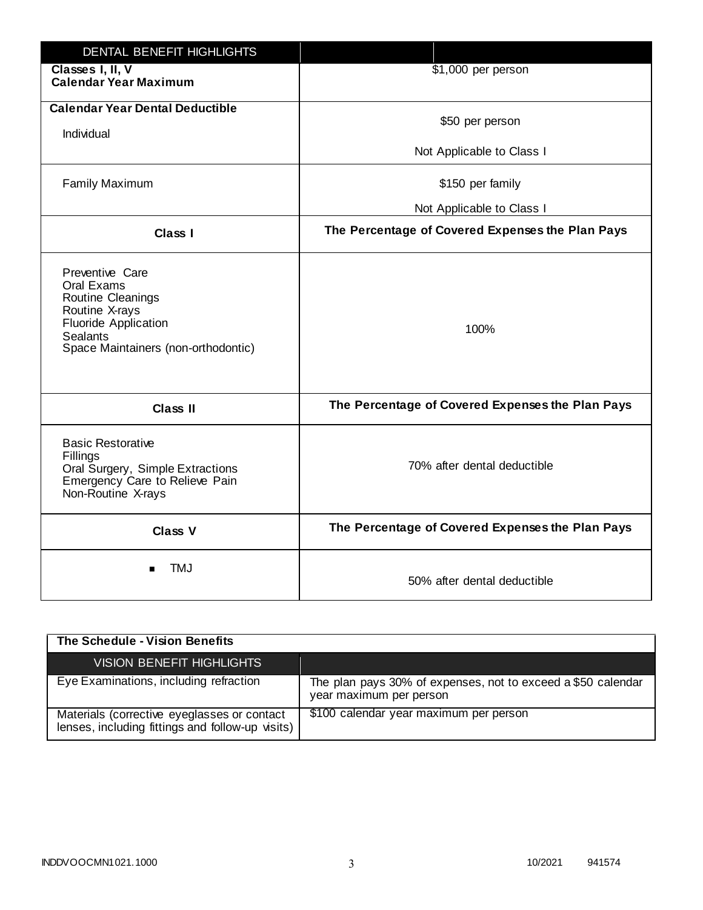| DENTAL BENEFIT HIGHLIGHTS | |
|---|---|
| **Classes I, II, V**<br>**Calendar Year Maximum** | $1,000 per person |
| **Calendar Year Dental Deductible**<br>Individual | $50 per person<br>Not Applicable to Class I |
| Family Maximum | $150 per family<br>Not Applicable to Class I |
| **Class I** | **The Percentage of Covered Expenses the Plan Pays** |
| Preventive Care<br>Oral Exams<br>Routine Cleanings<br>Routine X-rays<br>Fluoride Application<br>Sealants<br>Space Maintainers (non-orthodontic) | 100% |
| **Class II** | **The Percentage of Covered Expenses the Plan Pays** |
| Basic Restorative<br>Fillings<br>Oral Surgery, Simple Extractions<br>Emergency Care to Relieve Pain<br>Non-Routine X-rays | 70% after dental deductible |
| **Class V** | **The Percentage of Covered Expenses the Plan Pays** |
| ▪ TMJ | 50% after dental deductible |

**The Schedule - Vision Benefits**

| VISION BENEFIT HIGHLIGHTS | |
|---|---|
| Eye Examinations, including refraction | The plan pays 30% of expenses, not to exceed a $50 calendar year maximum per person |
| Materials (corrective eyeglasses or contact lenses, including fittings and follow-up visits) | $100 calendar year maximum per person |

INDDVOOCMN1021.1000 10/2021 941574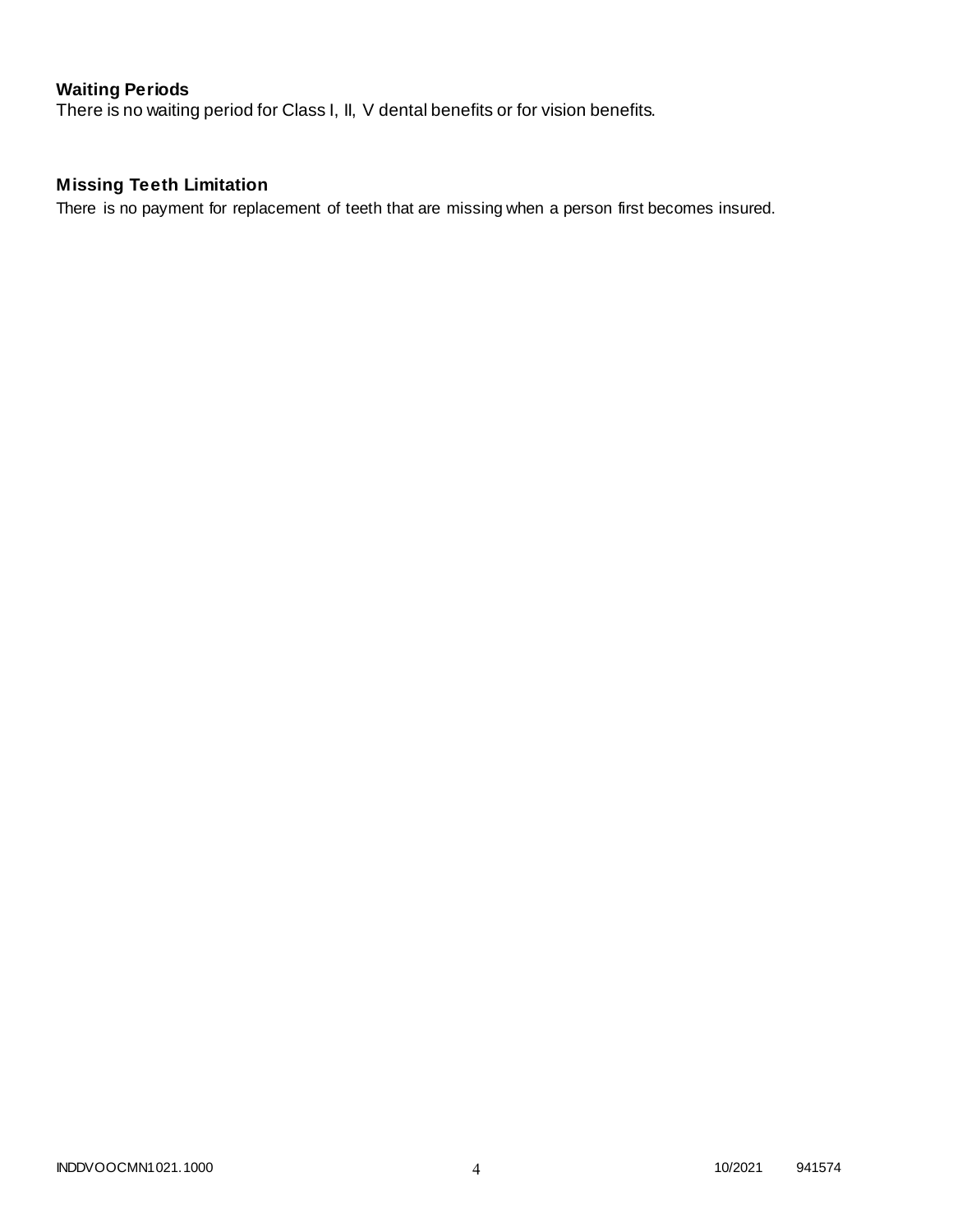### Waiting Periods

There is no waiting period for Class I, II, V dental benefits or for vision benefits.

### Missing Teeth Limitation

There is no payment for replacement of teeth that are missing when a person first becomes insured.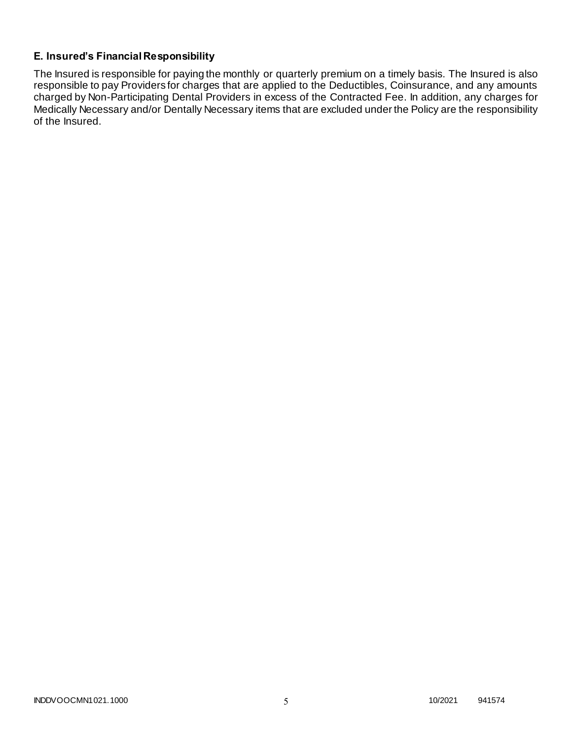### E. Insured's Financial Responsibility

The Insured is responsible for paying the monthly or quarterly premium on a timely basis. The Insured is also responsible to pay Providers for charges that are applied to the Deductibles, Coinsurance, and any amounts charged by Non-Participating Dental Providers in excess of the Contracted Fee. In addition, any charges for Medically Necessary and/or Dentally Necessary items that are excluded under the Policy are the responsibility of the Insured.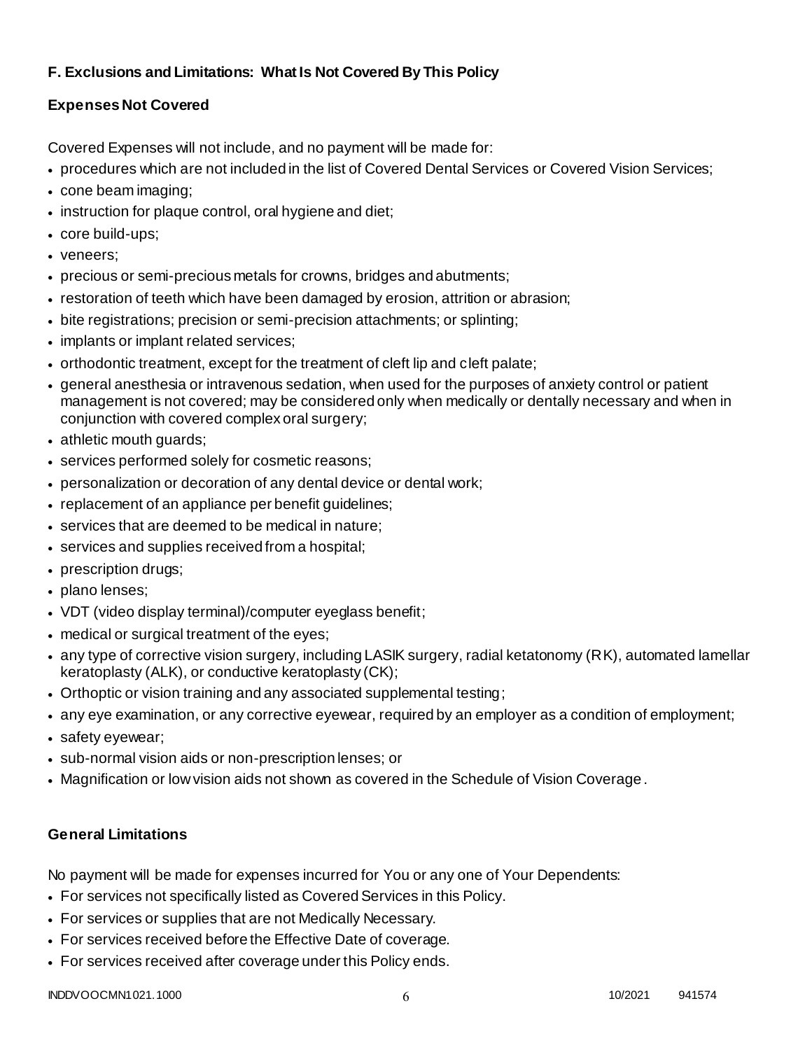### F. Exclusions and Limitations: What Is Not Covered By This Policy

#### Expenses Not Covered

Covered Expenses will not include, and no payment will be made for:

- procedures which are not included in the list of Covered Dental Services or Covered Vision Services;
- cone beam imaging;
- instruction for plaque control, oral hygiene and diet;
- core build-ups;
- veneers;
- precious or semi-precious metals for crowns, bridges and abutments;
- restoration of teeth which have been damaged by erosion, attrition or abrasion;
- bite registrations; precision or semi-precision attachments; or splinting;
- implants or implant related services;
- orthodontic treatment, except for the treatment of cleft lip and cleft palate;
- general anesthesia or intravenous sedation, when used for the purposes of anxiety control or patient management is not covered; may be considered only when medically or dentally necessary and when in conjunction with covered complex oral surgery;
- athletic mouth guards;
- services performed solely for cosmetic reasons;
- personalization or decoration of any dental device or dental work;
- replacement of an appliance per benefit guidelines;
- services that are deemed to be medical in nature;
- services and supplies received from a hospital;
- prescription drugs;
- plano lenses;
- VDT (video display terminal)/computer eyeglass benefit;
- medical or surgical treatment of the eyes;
- any type of corrective vision surgery, including LASIK surgery, radial ketatonomy (RK), automated lamellar keratoplasty (ALK), or conductive keratoplasty (CK);
- Orthoptic or vision training and any associated supplemental testing;
- any eye examination, or any corrective eyewear, required by an employer as a condition of employment;
- safety eyewear;
- sub-normal vision aids or non-prescription lenses; or
- Magnification or low vision aids not shown as covered in the Schedule of Vision Coverage.

#### General Limitations

No payment will be made for expenses incurred for You or any one of Your Dependents:

- For services not specifically listed as Covered Services in this Policy.
- For services or supplies that are not Medically Necessary.
- For services received before the Effective Date of coverage.
- For services received after coverage under this Policy ends.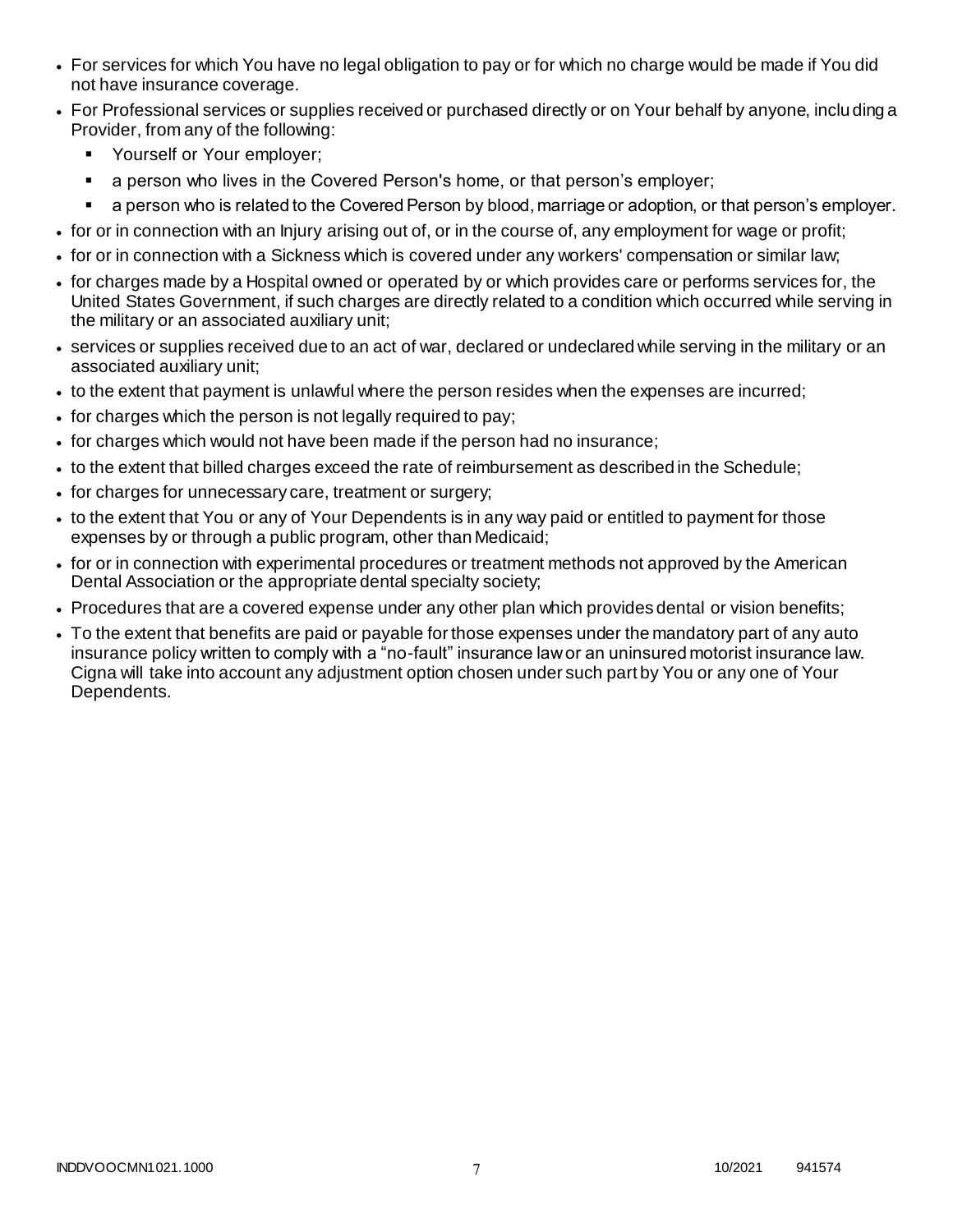- For services for which You have no legal obligation to pay or for which no charge would be made if You did not have insurance coverage.
- For Professional services or supplies received or purchased directly or on Your behalf by anyone, including a Provider, from any of the following:
  - Yourself or Your employer;
  - a person who lives in the Covered Person's home, or that person's employer;
  - a person who is related to the Covered Person by blood, marriage or adoption, or that person's employer.
- for or in connection with an Injury arising out of, or in the course of, any employment for wage or profit;
- for or in connection with a Sickness which is covered under any workers' compensation or similar law;
- for charges made by a Hospital owned or operated by or which provides care or performs services for, the United States Government, if such charges are directly related to a condition which occurred while serving in the military or an associated auxiliary unit;
- services or supplies received due to an act of war, declared or undeclared while serving in the military or an associated auxiliary unit;
- to the extent that payment is unlawful where the person resides when the expenses are incurred;
- for charges which the person is not legally required to pay;
- for charges which would not have been made if the person had no insurance;
- to the extent that billed charges exceed the rate of reimbursement as described in the Schedule;
- for charges for unnecessary care, treatment or surgery;
- to the extent that You or any of Your Dependents is in any way paid or entitled to payment for those expenses by or through a public program, other than Medicaid;
- for or in connection with experimental procedures or treatment methods not approved by the American Dental Association or the appropriate dental specialty society;
- Procedures that are a covered expense under any other plan which provides dental or vision benefits;
- To the extent that benefits are paid or payable for those expenses under the mandatory part of any auto insurance policy written to comply with a "no-fault" insurance law or an uninsured motorist insurance law. Cigna will take into account any adjustment option chosen under such part by You or any one of Your Dependents.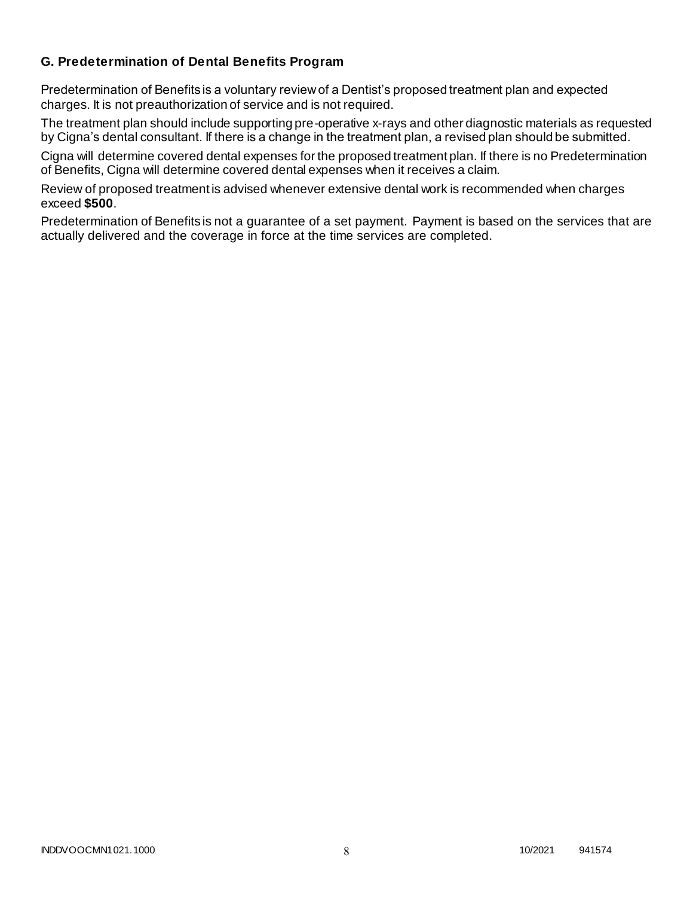### G. Predetermination of Dental Benefits Program

Predetermination of Benefits is a voluntary review of a Dentist's proposed treatment plan and expected charges. It is not preauthorization of service and is not required.

The treatment plan should include supporting pre-operative x-rays and other diagnostic materials as requested by Cigna's dental consultant. If there is a change in the treatment plan, a revised plan should be submitted.

Cigna will determine covered dental expenses for the proposed treatment plan. If there is no Predetermination of Benefits, Cigna will determine covered dental expenses when it receives a claim.

Review of proposed treatment is advised whenever extensive dental work is recommended when charges exceed **$500**.

Predetermination of Benefits is not a guarantee of a set payment. Payment is based on the services that are actually delivered and the coverage in force at the time services are completed.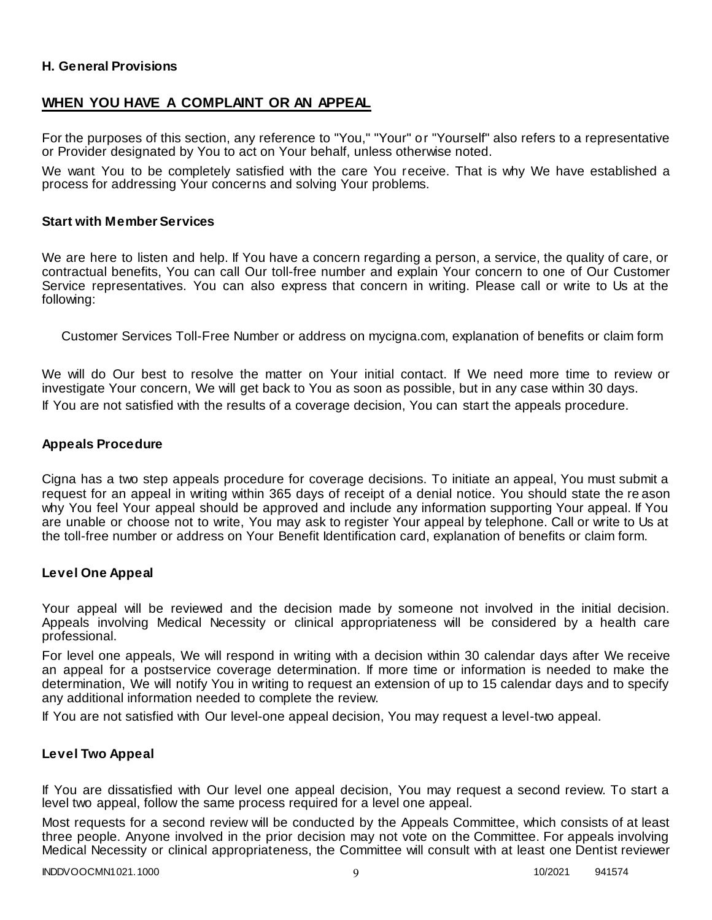### H. General Provisions

## WHEN YOU HAVE A COMPLAINT OR AN APPEAL

For the purposes of this section, any reference to "You," "Your" or "Yourself" also refers to a representative or Provider designated by You to act on Your behalf, unless otherwise noted.

We want You to be completely satisfied with the care You receive. That is why We have established a process for addressing Your concerns and solving Your problems.

### Start with Member Services

We are here to listen and help. If You have a concern regarding a person, a service, the quality of care, or contractual benefits, You can call Our toll-free number and explain Your concern to one of Our Customer Service representatives. You can also express that concern in writing. Please call or write to Us at the following:

Customer Services Toll-Free Number or address on mycigna.com, explanation of benefits or claim form

We will do Our best to resolve the matter on Your initial contact. If We need more time to review or investigate Your concern, We will get back to You as soon as possible, but in any case within 30 days.

If You are not satisfied with the results of a coverage decision, You can start the appeals procedure.

### Appeals Procedure

Cigna has a two step appeals procedure for coverage decisions. To initiate an appeal, You must submit a request for an appeal in writing within 365 days of receipt of a denial notice. You should state the reason why You feel Your appeal should be approved and include any information supporting Your appeal. If You are unable or choose not to write, You may ask to register Your appeal by telephone. Call or write to Us at the toll-free number or address on Your Benefit Identification card, explanation of benefits or claim form.

### Level One Appeal

Your appeal will be reviewed and the decision made by someone not involved in the initial decision. Appeals involving Medical Necessity or clinical appropriateness will be considered by a health care professional.

For level one appeals, We will respond in writing with a decision within 30 calendar days after We receive an appeal for a postservice coverage determination. If more time or information is needed to make the determination, We will notify You in writing to request an extension of up to 15 calendar days and to specify any additional information needed to complete the review.

If You are not satisfied with Our level-one appeal decision, You may request a level-two appeal.

### Level Two Appeal

If You are dissatisfied with Our level one appeal decision, You may request a second review. To start a level two appeal, follow the same process required for a level one appeal.

Most requests for a second review will be conducted by the Appeals Committee, which consists of at least three people. Anyone involved in the prior decision may not vote on the Committee. For appeals involving Medical Necessity or clinical appropriateness, the Committee will consult with at least one Dentist reviewer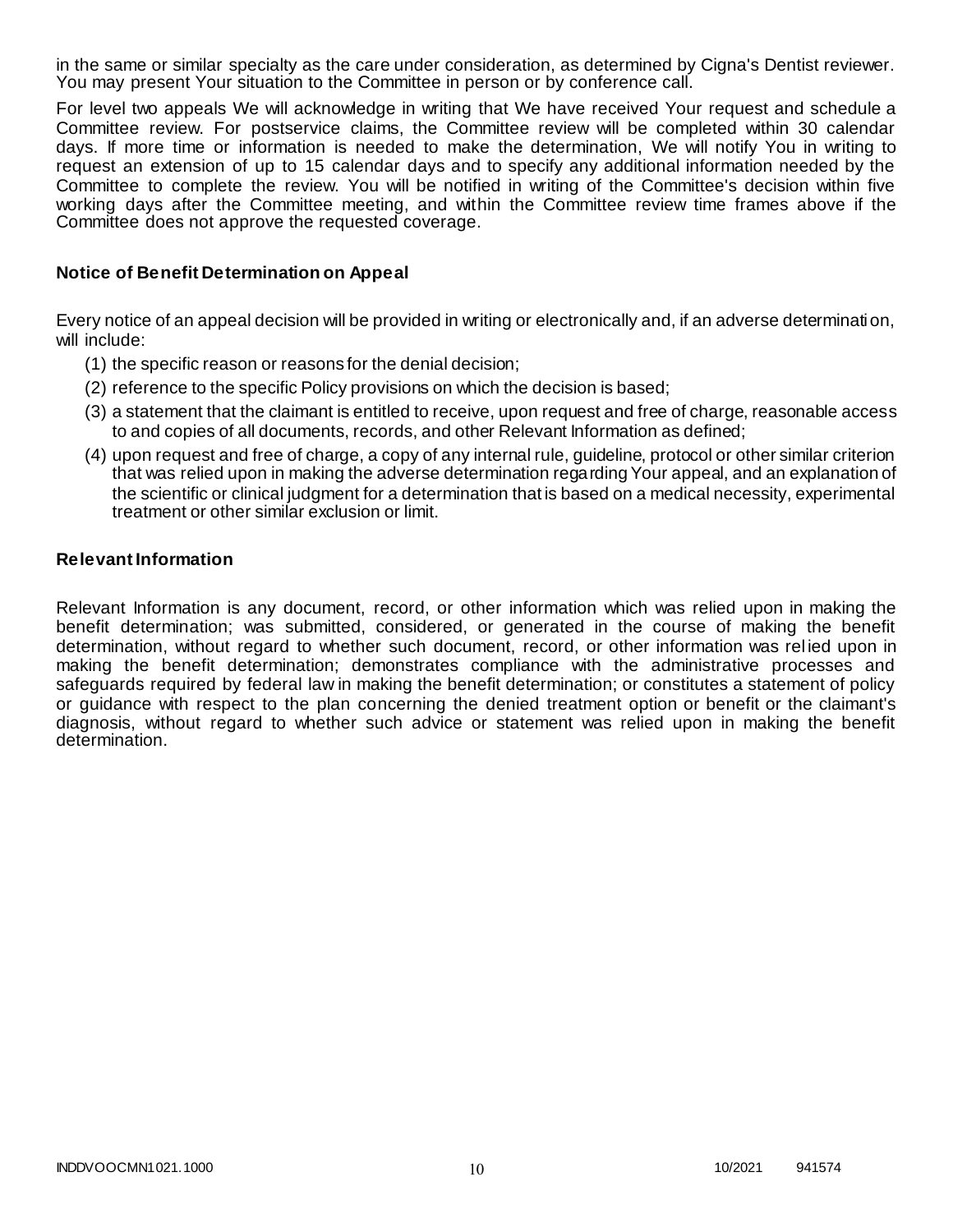in the same or similar specialty as the care under consideration, as determined by Cigna's Dentist reviewer. You may present Your situation to the Committee in person or by conference call.

For level two appeals We will acknowledge in writing that We have received Your request and schedule a Committee review. For postservice claims, the Committee review will be completed within 30 calendar days. If more time or information is needed to make the determination, We will notify You in writing to request an extension of up to 15 calendar days and to specify any additional information needed by the Committee to complete the review. You will be notified in writing of the Committee's decision within five working days after the Committee meeting, and within the Committee review time frames above if the Committee does not approve the requested coverage.

### Notice of Benefit Determination on Appeal

Every notice of an appeal decision will be provided in writing or electronically and, if an adverse determination, will include:

(1) the specific reason or reasons for the denial decision;

(2) reference to the specific Policy provisions on which the decision is based;

(3) a statement that the claimant is entitled to receive, upon request and free of charge, reasonable access to and copies of all documents, records, and other Relevant Information as defined;

(4) upon request and free of charge, a copy of any internal rule, guideline, protocol or other similar criterion that was relied upon in making the adverse determination regarding Your appeal, and an explanation of the scientific or clinical judgment for a determination that is based on a medical necessity, experimental treatment or other similar exclusion or limit.

### Relevant Information

Relevant Information is any document, record, or other information which was relied upon in making the benefit determination; was submitted, considered, or generated in the course of making the benefit determination, without regard to whether such document, record, or other information was relied upon in making the benefit determination; demonstrates compliance with the administrative processes and safeguards required by federal law in making the benefit determination; or constitutes a statement of policy or guidance with respect to the plan concerning the denied treatment option or benefit or the claimant's diagnosis, without regard to whether such advice or statement was relied upon in making the benefit determination.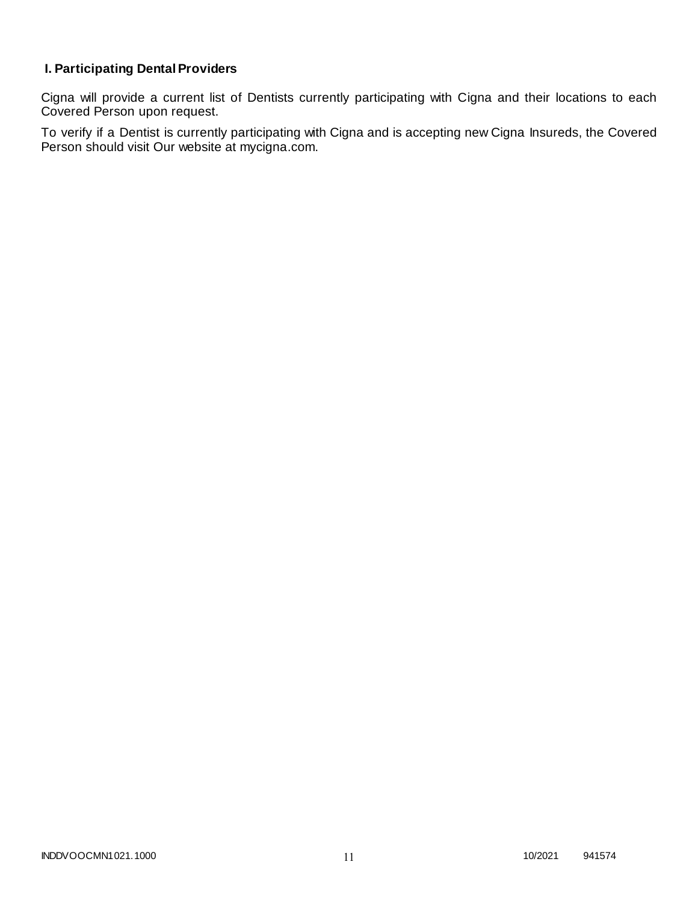## I. Participating Dental Providers

Cigna will provide a current list of Dentists currently participating with Cigna and their locations to each Covered Person upon request.

To verify if a Dentist is currently participating with Cigna and is accepting new Cigna Insureds, the Covered Person should visit Our website at mycigna.com.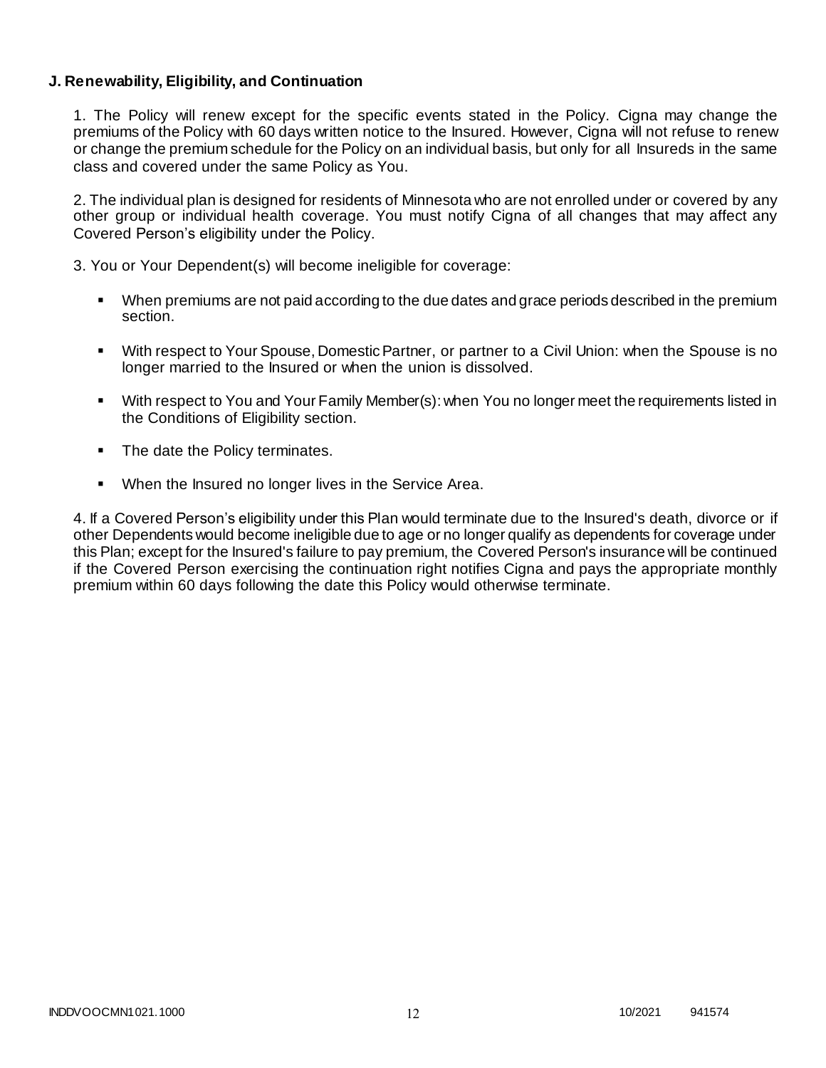**J. Renewability, Eligibility, and Continuation**

1. The Policy will renew except for the specific events stated in the Policy. Cigna may change the premiums of the Policy with 60 days written notice to the Insured. However, Cigna will not refuse to renew or change the premium schedule for the Policy on an individual basis, but only for all Insureds in the same class and covered under the same Policy as You.

2. The individual plan is designed for residents of Minnesota who are not enrolled under or covered by any other group or individual health coverage. You must notify Cigna of all changes that may affect any Covered Person's eligibility under the Policy.

3. You or Your Dependent(s) will become ineligible for coverage:

- When premiums are not paid according to the due dates and grace periods described in the premium section.
- With respect to Your Spouse, Domestic Partner, or partner to a Civil Union: when the Spouse is no longer married to the Insured or when the union is dissolved.
- With respect to You and Your Family Member(s): when You no longer meet the requirements listed in the Conditions of Eligibility section.
- The date the Policy terminates.
- When the Insured no longer lives in the Service Area.

4. If a Covered Person's eligibility under this Plan would terminate due to the Insured's death, divorce or if other Dependents would become ineligible due to age or no longer qualify as dependents for coverage under this Plan; except for the Insured's failure to pay premium, the Covered Person's insurance will be continued if the Covered Person exercising the continuation right notifies Cigna and pays the appropriate monthly premium within 60 days following the date this Policy would otherwise terminate.

INDDVOOCMN1021.1000 10/2021 941574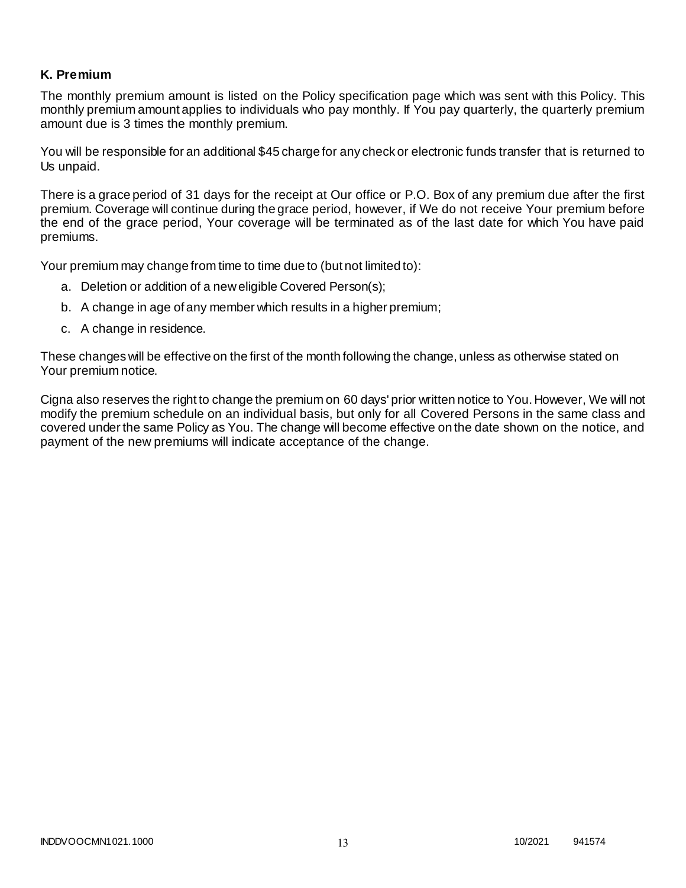### K. Premium

The monthly premium amount is listed on the Policy specification page which was sent with this Policy. This monthly premium amount applies to individuals who pay monthly. If You pay quarterly, the quarterly premium amount due is 3 times the monthly premium.

You will be responsible for an additional $45 charge for any check or electronic funds transfer that is returned to Us unpaid.

There is a grace period of 31 days for the receipt at Our office or P.O. Box of any premium due after the first premium. Coverage will continue during the grace period, however, if We do not receive Your premium before the end of the grace period, Your coverage will be terminated as of the last date for which You have paid premiums.

Your premium may change from time to time due to (but not limited to):

a. Deletion or addition of a new eligible Covered Person(s);
b. A change in age of any member which results in a higher premium;
c. A change in residence.

These changes will be effective on the first of the month following the change, unless as otherwise stated on Your premium notice.

Cigna also reserves the right to change the premium on 60 days' prior written notice to You. However, We will not modify the premium schedule on an individual basis, but only for all Covered Persons in the same class and covered under the same Policy as You. The change will become effective on the date shown on the notice, and payment of the new premiums will indicate acceptance of the change.